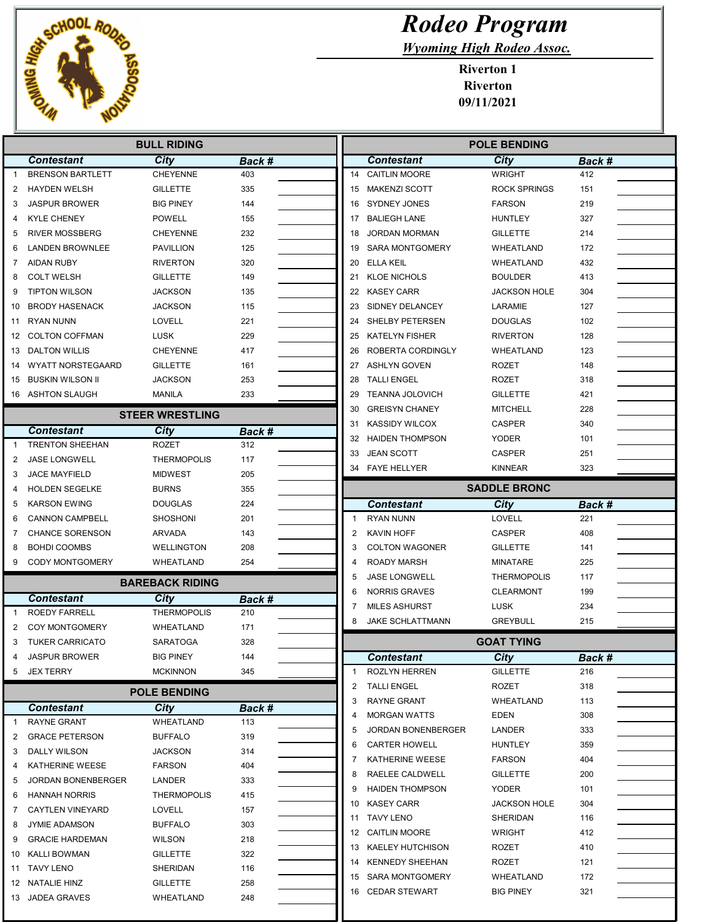# Rodeo Program

***Wyoming High Rodeo Assoc.***

**Riverton 1**
**Riverton**
**09/11/2021**

## BULL RIDING

| | Contestant | City | Back # | |
|---|---|---|---|---|
| 1 | BRENSON BARTLETT | CHEYENNE | 403 | |
| 2 | HAYDEN WELSH | GILLETTE | 335 | |
| 3 | JASPUR BROWER | BIG PINEY | 144 | |
| 4 | KYLE CHENEY | POWELL | 155 | |
| 5 | RIVER MOSSBERG | CHEYENNE | 232 | |
| 6 | LANDEN BROWNLEE | PAVILLION | 125 | |
| 7 | AIDAN RUBY | RIVERTON | 320 | |
| 8 | COLT WELSH | GILLETTE | 149 | |
| 9 | TIPTON WILSON | JACKSON | 135 | |
| 10 | BRODY HASENACK | JACKSON | 115 | |
| 11 | RYAN NUNN | LOVELL | 221 | |
| 12 | COLTON COFFMAN | LUSK | 229 | |
| 13 | DALTON WILLIS | CHEYENNE | 417 | |
| 14 | WYATT NORSTEGAARD | GILLETTE | 161 | |
| 15 | BUSKIN WILSON II | JACKSON | 253 | |
| 16 | ASHTON SLAUGH | MANILA | 233 | |

## STEER WRESTLING

| | Contestant | City | Back # | |
|---|---|---|---|---|
| 1 | TRENTON SHEEHAN | ROZET | 312 | |
| 2 | JASE LONGWELL | THERMOPOLIS | 117 | |
| 3 | JACE MAYFIELD | MIDWEST | 205 | |
| 4 | HOLDEN SEGELKE | BURNS | 355 | |
| 5 | KARSON EWING | DOUGLAS | 224 | |
| 6 | CANNON CAMPBELL | SHOSHONI | 201 | |
| 7 | CHANCE SORENSON | ARVADA | 143 | |
| 8 | BOHDI COOMBS | WELLINGTON | 208 | |
| 9 | CODY MONTGOMERY | WHEATLAND | 254 | |

## BAREBACK RIDING

| | Contestant | City | Back # | |
|---|---|---|---|---|
| 1 | ROEDY FARRELL | THERMOPOLIS | 210 | |
| 2 | COY MONTGOMERY | WHEATLAND | 171 | |
| 3 | TUKER CARRICATO | SARATOGA | 328 | |
| 4 | JASPUR BROWER | BIG PINEY | 144 | |
| 5 | JEX TERRY | MCKINNON | 345 | |

## POLE BENDING

| | Contestant | City | Back # | |
|---|---|---|---|---|
| 1 | RAYNE GRANT | WHEATLAND | 113 | |
| 2 | GRACE PETERSON | BUFFALO | 319 | |
| 3 | DALLY WILSON | JACKSON | 314 | |
| 4 | KATHERINE WEESE | FARSON | 404 | |
| 5 | JORDAN BONENBERGER | LANDER | 333 | |
| 6 | HANNAH NORRIS | THERMOPOLIS | 415 | |
| 7 | CAYTLEN VINEYARD | LOVELL | 157 | |
| 8 | JYMIE ADAMSON | BUFFALO | 303 | |
| 9 | GRACIE HARDEMAN | WILSON | 218 | |
| 10 | KALLI BOWMAN | GILLETTE | 322 | |
| 11 | TAVY LENO | SHERIDAN | 116 | |
| 12 | NATALIE HINZ | GILLETTE | 258 | |
| 13 | JADEA GRAVES | WHEATLAND | 248 | |
| 14 | CAITLIN MOORE | WRIGHT | 412 | |
| 15 | MAKENZI SCOTT | ROCK SPRINGS | 151 | |
| 16 | SYDNEY JONES | FARSON | 219 | |
| 17 | BALIEGH LANE | HUNTLEY | 327 | |
| 18 | JORDAN MORMAN | GILLETTE | 214 | |
| 19 | SARA MONTGOMERY | WHEATLAND | 172 | |
| 20 | ELLA KEIL | WHEATLAND | 432 | |
| 21 | KLOE NICHOLS | BOULDER | 413 | |
| 22 | KASEY CARR | JACKSON HOLE | 304 | |
| 23 | SIDNEY DELANCEY | LARAMIE | 127 | |
| 24 | SHELBY PETERSEN | DOUGLAS | 102 | |
| 25 | KATELYN FISHER | RIVERTON | 128 | |
| 26 | ROBERTA CORDINGLY | WHEATLAND | 123 | |
| 27 | ASHLYN GOVEN | ROZET | 148 | |
| 28 | TALLI ENGEL | ROZET | 318 | |
| 29 | TEANNA JOLOVICH | GILLETTE | 421 | |
| 30 | GREISYN CHANEY | MITCHELL | 228 | |
| 31 | KASSIDY WILCOX | CASPER | 340 | |
| 32 | HAIDEN THOMPSON | YODER | 101 | |
| 33 | JEAN SCOTT | CASPER | 251 | |
| 34 | FAYE HELLYER | KINNEAR | 323 | |

## SADDLE BRONC

| | Contestant | City | Back # | |
|---|---|---|---|---|
| 1 | RYAN NUNN | LOVELL | 221 | |
| 2 | KAVIN HOFF | CASPER | 408 | |
| 3 | COLTON WAGONER | GILLETTE | 141 | |
| 4 | ROADY MARSH | MINATARE | 225 | |
| 5 | JASE LONGWELL | THERMOPOLIS | 117 | |
| 6 | NORRIS GRAVES | CLEARMONT | 199 | |
| 7 | MILES ASHURST | LUSK | 234 | |
| 8 | JAKE SCHLATTMANN | GREYBULL | 215 | |

## GOAT TYING

| | Contestant | City | Back # | |
|---|---|---|---|---|
| 1 | ROZLYN HERREN | GILLETTE | 216 | |
| 2 | TALLI ENGEL | ROZET | 318 | |
| 3 | RAYNE GRANT | WHEATLAND | 113 | |
| 4 | MORGAN WATTS | EDEN | 308 | |
| 5 | JORDAN BONENBERGER | LANDER | 333 | |
| 6 | CARTER HOWELL | HUNTLEY | 359 | |
| 7 | KATHERINE WEESE | FARSON | 404 | |
| 8 | RAELEE CALDWELL | GILLETTE | 200 | |
| 9 | HAIDEN THOMPSON | YODER | 101 | |
| 10 | KASEY CARR | JACKSON HOLE | 304 | |
| 11 | TAVY LENO | SHERIDAN | 116 | |
| 12 | CAITLIN MOORE | WRIGHT | 412 | |
| 13 | KAELEY HUTCHISON | ROZET | 410 | |
| 14 | KENNEDY SHEEHAN | ROZET | 121 | |
| 15 | SARA MONTGOMERY | WHEATLAND | 172 | |
| 16 | CEDAR STEWART | BIG PINEY | 321 | |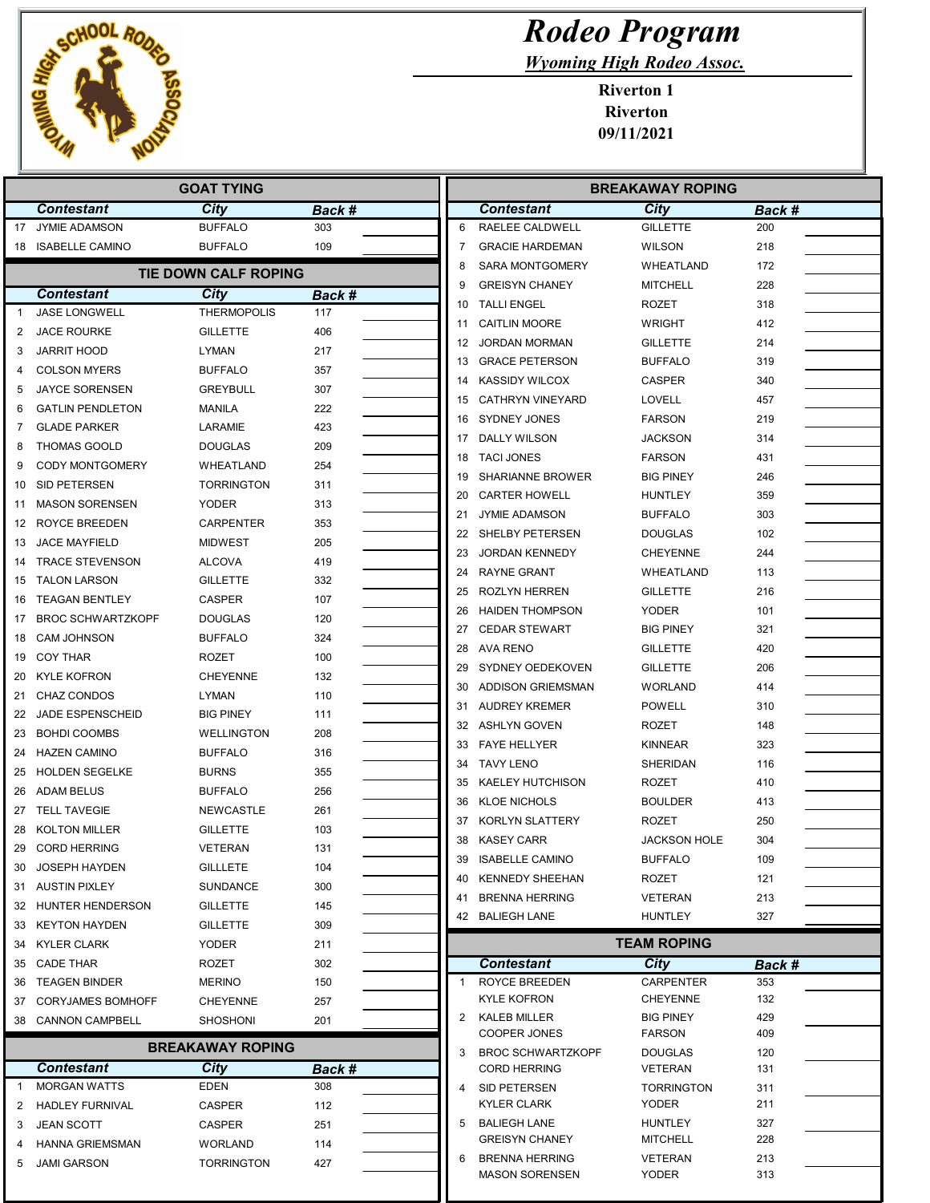# Rodeo Program

*Wyoming High Rodeo Assoc.*

**Riverton 1**
**Riverton**
**09/11/2021**

## GOAT TYING

| | Contestant | City | Back # | |
|---|---|---|---|---|
| 17 | JYMIE ADAMSON | BUFFALO | 303 | |
| 18 | ISABELLE CAMINO | BUFFALO | 109 | |

## TIE DOWN CALF ROPING

| | Contestant | City | Back # | |
|---|---|---|---|---|
| 1 | JASE LONGWELL | THERMOPOLIS | 117 | |
| 2 | JACE ROURKE | GILLETTE | 406 | |
| 3 | JARRIT HOOD | LYMAN | 217 | |
| 4 | COLSON MYERS | BUFFALO | 357 | |
| 5 | JAYCE SORENSEN | GREYBULL | 307 | |
| 6 | GATLIN PENDLETON | MANILA | 222 | |
| 7 | GLADE PARKER | LARAMIE | 423 | |
| 8 | THOMAS GOOLD | DOUGLAS | 209 | |
| 9 | CODY MONTGOMERY | WHEATLAND | 254 | |
| 10 | SID PETERSEN | TORRINGTON | 311 | |
| 11 | MASON SORENSEN | YODER | 313 | |
| 12 | ROYCE BREEDEN | CARPENTER | 353 | |
| 13 | JACE MAYFIELD | MIDWEST | 205 | |
| 14 | TRACE STEVENSON | ALCOVA | 419 | |
| 15 | TALON LARSON | GILLETTE | 332 | |
| 16 | TEAGAN BENTLEY | CASPER | 107 | |
| 17 | BROC SCHWARTZKOPF | DOUGLAS | 120 | |
| 18 | CAM JOHNSON | BUFFALO | 324 | |
| 19 | COY THAR | ROZET | 100 | |
| 20 | KYLE KOFRON | CHEYENNE | 132 | |
| 21 | CHAZ CONDOS | LYMAN | 110 | |
| 22 | JADE ESPENSCHEID | BIG PINEY | 111 | |
| 23 | BOHDI COOMBS | WELLINGTON | 208 | |
| 24 | HAZEN CAMINO | BUFFALO | 316 | |
| 25 | HOLDEN SEGELKE | BURNS | 355 | |
| 26 | ADAM BELUS | BUFFALO | 256 | |
| 27 | TELL TAVEGIE | NEWCASTLE | 261 | |
| 28 | KOLTON MILLER | GILLETTE | 103 | |
| 29 | CORD HERRING | VETERAN | 131 | |
| 30 | JOSEPH HAYDEN | GILLLETE | 104 | |
| 31 | AUSTIN PIXLEY | SUNDANCE | 300 | |
| 32 | HUNTER HENDERSON | GILLETTE | 145 | |
| 33 | KEYTON HAYDEN | GILLETTE | 309 | |
| 34 | KYLER CLARK | YODER | 211 | |
| 35 | CADE THAR | ROZET | 302 | |
| 36 | TEAGEN BINDER | MERINO | 150 | |
| 37 | CORYJAMES BOMHOFF | CHEYENNE | 257 | |
| 38 | CANNON CAMPBELL | SHOSHONI | 201 | |

## BREAKAWAY ROPING

| | Contestant | City | Back # | |
|---|---|---|---|---|
| 1 | MORGAN WATTS | EDEN | 308 | |
| 2 | HADLEY FURNIVAL | CASPER | 112 | |
| 3 | JEAN SCOTT | CASPER | 251 | |
| 4 | HANNA GRIEMSMAN | WORLAND | 114 | |
| 5 | JAMI GARSON | TORRINGTON | 427 | |
| 6 | RAELEE CALDWELL | GILLETTE | 200 | |
| 7 | GRACIE HARDEMAN | WILSON | 218 | |
| 8 | SARA MONTGOMERY | WHEATLAND | 172 | |
| 9 | GREISYN CHANEY | MITCHELL | 228 | |
| 10 | TALLI ENGEL | ROZET | 318 | |
| 11 | CAITLIN MOORE | WRIGHT | 412 | |
| 12 | JORDAN MORMAN | GILLETTE | 214 | |
| 13 | GRACE PETERSON | BUFFALO | 319 | |
| 14 | KASSIDY WILCOX | CASPER | 340 | |
| 15 | CATHRYN VINEYARD | LOVELL | 457 | |
| 16 | SYDNEY JONES | FARSON | 219 | |
| 17 | DALLY WILSON | JACKSON | 314 | |
| 18 | TACI JONES | FARSON | 431 | |
| 19 | SHARIANNE BROWER | BIG PINEY | 246 | |
| 20 | CARTER HOWELL | HUNTLEY | 359 | |
| 21 | JYMIE ADAMSON | BUFFALO | 303 | |
| 22 | SHELBY PETERSEN | DOUGLAS | 102 | |
| 23 | JORDAN KENNEDY | CHEYENNE | 244 | |
| 24 | RAYNE GRANT | WHEATLAND | 113 | |
| 25 | ROZLYN HERREN | GILLETTE | 216 | |
| 26 | HAIDEN THOMPSON | YODER | 101 | |
| 27 | CEDAR STEWART | BIG PINEY | 321 | |
| 28 | AVA RENO | GILLETTE | 420 | |
| 29 | SYDNEY OEDEKOVEN | GILLETTE | 206 | |
| 30 | ADDISON GRIEMSMAN | WORLAND | 414 | |
| 31 | AUDREY KREMER | POWELL | 310 | |
| 32 | ASHLYN GOVEN | ROZET | 148 | |
| 33 | FAYE HELLYER | KINNEAR | 323 | |
| 34 | TAVY LENO | SHERIDAN | 116 | |
| 35 | KAELEY HUTCHISON | ROZET | 410 | |
| 36 | KLOE NICHOLS | BOULDER | 413 | |
| 37 | KORLYN SLATTERY | ROZET | 250 | |
| 38 | KASEY CARR | JACKSON HOLE | 304 | |
| 39 | ISABELLE CAMINO | BUFFALO | 109 | |
| 40 | KENNEDY SHEEHAN | ROZET | 121 | |
| 41 | BRENNA HERRING | VETERAN | 213 | |
| 42 | BALIEGH LANE | HUNTLEY | 327 | |

## TEAM ROPING

| | Contestant | City | Back # | |
|---|---|---|---|---|
| 1 | ROYCE BREEDEN | CARPENTER | 353 | |
| | KYLE KOFRON | CHEYENNE | 132 | |
| 2 | KALEB MILLER | BIG PINEY | 429 | |
| | COOPER JONES | FARSON | 409 | |
| 3 | BROC SCHWARTZKOPF | DOUGLAS | 120 | |
| | CORD HERRING | VETERAN | 131 | |
| 4 | SID PETERSEN | TORRINGTON | 311 | |
| | KYLER CLARK | YODER | 211 | |
| 5 | BALIEGH LANE | HUNTLEY | 327 | |
| | GREISYN CHANEY | MITCHELL | 228 | |
| 6 | BRENNA HERRING | VETERAN | 213 | |
| | MASON SORENSEN | YODER | 313 | |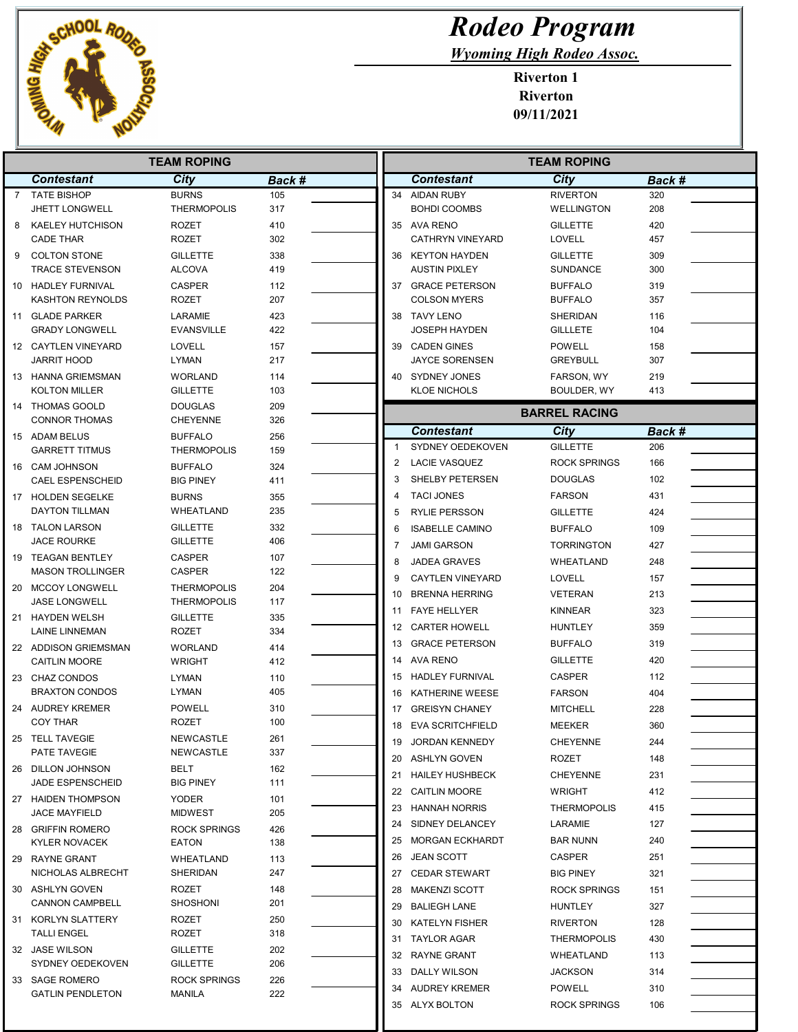# Rodeo Program

*Wyoming High Rodeo Assoc.*

**Riverton 1**
**Riverton**
**09/11/2021**

## TEAM ROPING

| | Contestant | City | Back # | |
|---|---|---|---|---|
| 7 | TATE BISHOP | BURNS | 105 | |
| | JHETT LONGWELL | THERMOPOLIS | 317 | |
| 8 | KAELEY HUTCHISON | ROZET | 410 | |
| | CADE THAR | ROZET | 302 | |
| 9 | COLTON STONE | GILLETTE | 338 | |
| | TRACE STEVENSON | ALCOVA | 419 | |
| 10 | HADLEY FURNIVAL | CASPER | 112 | |
| | KASHTON REYNOLDS | ROZET | 207 | |
| 11 | GLADE PARKER | LARAMIE | 423 | |
| | GRADY LONGWELL | EVANSVILLE | 422 | |
| 12 | CAYTLEN VINEYARD | LOVELL | 157 | |
| | JARRIT HOOD | LYMAN | 217 | |
| 13 | HANNA GRIEMSMAN | WORLAND | 114 | |
| | KOLTON MILLER | GILLETTE | 103 | |
| 14 | THOMAS GOOLD | DOUGLAS | 209 | |
| | CONNOR THOMAS | CHEYENNE | 326 | |
| 15 | ADAM BELUS | BUFFALO | 256 | |
| | GARRETT TITMUS | THERMOPOLIS | 159 | |
| 16 | CAM JOHNSON | BUFFALO | 324 | |
| | CAEL ESPENSCHEID | BIG PINEY | 411 | |
| 17 | HOLDEN SEGELKE | BURNS | 355 | |
| | DAYTON TILLMAN | WHEATLAND | 235 | |
| 18 | TALON LARSON | GILLETTE | 332 | |
| | JACE ROURKE | GILLETTE | 406 | |
| 19 | TEAGAN BENTLEY | CASPER | 107 | |
| | MASON TROLLINGER | CASPER | 122 | |
| 20 | MCCOY LONGWELL | THERMOPOLIS | 204 | |
| | JASE LONGWELL | THERMOPOLIS | 117 | |
| 21 | HAYDEN WELSH | GILLETTE | 335 | |
| | LAINE LINNEMAN | ROZET | 334 | |
| 22 | ADDISON GRIEMSMAN | WORLAND | 414 | |
| | CAITLIN MOORE | WRIGHT | 412 | |
| 23 | CHAZ CONDOS | LYMAN | 110 | |
| | BRAXTON CONDOS | LYMAN | 405 | |
| 24 | AUDREY KREMER | POWELL | 310 | |
| | COY THAR | ROZET | 100 | |
| 25 | TELL TAVEGIE | NEWCASTLE | 261 | |
| | PATE TAVEGIE | NEWCASTLE | 337 | |
| 26 | DILLON JOHNSON | BELT | 162 | |
| | JADE ESPENSCHEID | BIG PINEY | 111 | |
| 27 | HAIDEN THOMPSON | YODER | 101 | |
| | JACE MAYFIELD | MIDWEST | 205 | |
| 28 | GRIFFIN ROMERO | ROCK SPRINGS | 426 | |
| | KYLER NOVACEK | EATON | 138 | |
| 29 | RAYNE GRANT | WHEATLAND | 113 | |
| | NICHOLAS ALBRECHT | SHERIDAN | 247 | |
| 30 | ASHLYN GOVEN | ROZET | 148 | |
| | CANNON CAMPBELL | SHOSHONI | 201 | |
| 31 | KORLYN SLATTERY | ROZET | 250 | |
| | TALLI ENGEL | ROZET | 318 | |
| 32 | JASE WILSON | GILLETTE | 202 | |
| | SYDNEY OEDEKOVEN | GILLETTE | 206 | |
| 33 | SAGE ROMERO | ROCK SPRINGS | 226 | |
| | GATLIN PENDLETON | MANILA | 222 | |
| 34 | AIDAN RUBY | RIVERTON | 320 | |
| | BOHDI COOMBS | WELLINGTON | 208 | |
| 35 | AVA RENO | GILLETTE | 420 | |
| | CATHRYN VINEYARD | LOVELL | 457 | |
| 36 | KEYTON HAYDEN | GILLETTE | 309 | |
| | AUSTIN PIXLEY | SUNDANCE | 300 | |
| 37 | GRACE PETERSON | BUFFALO | 319 | |
| | COLSON MYERS | BUFFALO | 357 | |
| 38 | TAVY LENO | SHERIDAN | 116 | |
| | JOSEPH HAYDEN | GILLLETE | 104 | |
| 39 | CADEN GINES | POWELL | 158 | |
| | JAYCE SORENSEN | GREYBULL | 307 | |
| 40 | SYDNEY JONES | FARSON, WY | 219 | |
| | KLOE NICHOLS | BOULDER, WY | 413 | |

## BARREL RACING

| | Contestant | City | Back # | |
|---|---|---|---|---|
| 1 | SYDNEY OEDEKOVEN | GILLETTE | 206 | |
| 2 | LACIE VASQUEZ | ROCK SPRINGS | 166 | |
| 3 | SHELBY PETERSEN | DOUGLAS | 102 | |
| 4 | TACI JONES | FARSON | 431 | |
| 5 | RYLIE PERSSON | GILLETTE | 424 | |
| 6 | ISABELLE CAMINO | BUFFALO | 109 | |
| 7 | JAMI GARSON | TORRINGTON | 427 | |
| 8 | JADEA GRAVES | WHEATLAND | 248 | |
| 9 | CAYTLEN VINEYARD | LOVELL | 157 | |
| 10 | BRENNA HERRING | VETERAN | 213 | |
| 11 | FAYE HELLYER | KINNEAR | 323 | |
| 12 | CARTER HOWELL | HUNTLEY | 359 | |
| 13 | GRACE PETERSON | BUFFALO | 319 | |
| 14 | AVA RENO | GILLETTE | 420 | |
| 15 | HADLEY FURNIVAL | CASPER | 112 | |
| 16 | KATHERINE WEESE | FARSON | 404 | |
| 17 | GREISYN CHANEY | MITCHELL | 228 | |
| 18 | EVA SCRITCHFIELD | MEEKER | 360 | |
| 19 | JORDAN KENNEDY | CHEYENNE | 244 | |
| 20 | ASHLYN GOVEN | ROZET | 148 | |
| 21 | HAILEY HUSHBECK | CHEYENNE | 231 | |
| 22 | CAITLIN MOORE | WRIGHT | 412 | |
| 23 | HANNAH NORRIS | THERMOPOLIS | 415 | |
| 24 | SIDNEY DELANCEY | LARAMIE | 127 | |
| 25 | MORGAN ECKHARDT | BAR NUNN | 240 | |
| 26 | JEAN SCOTT | CASPER | 251 | |
| 27 | CEDAR STEWART | BIG PINEY | 321 | |
| 28 | MAKENZI SCOTT | ROCK SPRINGS | 151 | |
| 29 | BALIEGH LANE | HUNTLEY | 327 | |
| 30 | KATELYN FISHER | RIVERTON | 128 | |
| 31 | TAYLOR AGAR | THERMOPOLIS | 430 | |
| 32 | RAYNE GRANT | WHEATLAND | 113 | |
| 33 | DALLY WILSON | JACKSON | 314 | |
| 34 | AUDREY KREMER | POWELL | 310 | |
| 35 | ALYX BOLTON | ROCK SPRINGS | 106 | |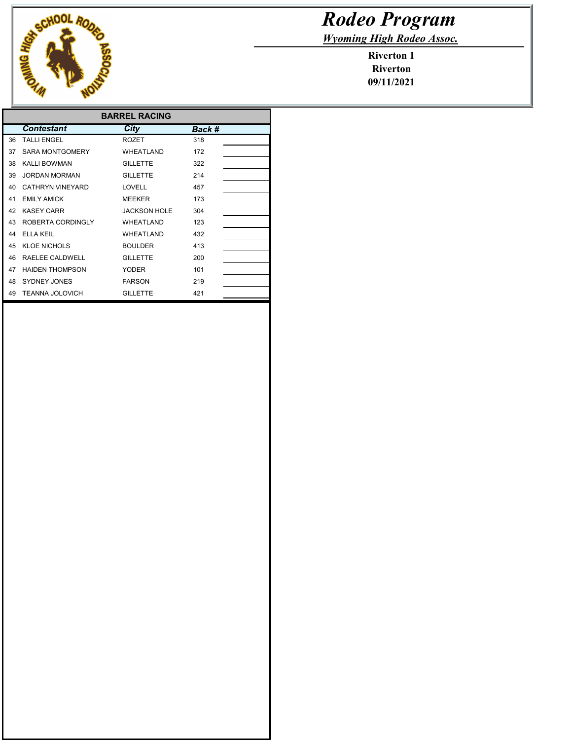# Rodeo Program

*Wyoming High Rodeo Assoc.*

**Riverton 1**
**Riverton**
**09/11/2021**

## BARREL RACING

| | Contestant | City | Back # | |
|---|---|---|---|---|
| 36 | TALLI ENGEL | ROZET | 318 | |
| 37 | SARA MONTGOMERY | WHEATLAND | 172 | |
| 38 | KALLI BOWMAN | GILLETTE | 322 | |
| 39 | JORDAN MORMAN | GILLETTE | 214 | |
| 40 | CATHRYN VINEYARD | LOVELL | 457 | |
| 41 | EMILY AMICK | MEEKER | 173 | |
| 42 | KASEY CARR | JACKSON HOLE | 304 | |
| 43 | ROBERTA CORDINGLY | WHEATLAND | 123 | |
| 44 | ELLA KEIL | WHEATLAND | 432 | |
| 45 | KLOE NICHOLS | BOULDER | 413 | |
| 46 | RAELEE CALDWELL | GILLETTE | 200 | |
| 47 | HAIDEN THOMPSON | YODER | 101 | |
| 48 | SYDNEY JONES | FARSON | 219 | |
| 49 | TEANNA JOLOVICH | GILLETTE | 421 | |